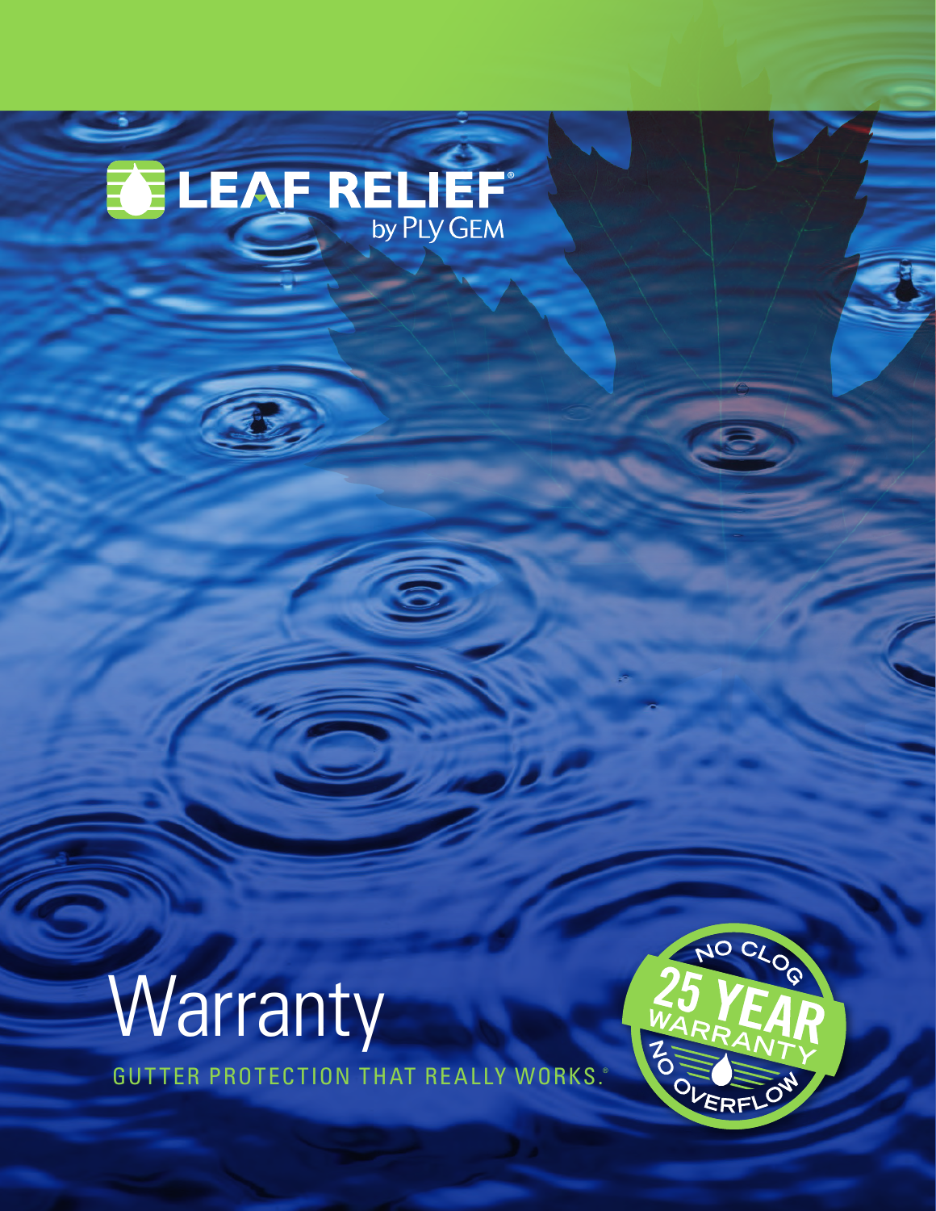# LEAF RELIEF® by PLY GEM

# Warranty

GUTTER PROTECTION THAT REALLY WORKS.®

NO CLOG 25 YEAR WARRANTY NO OVERFLOW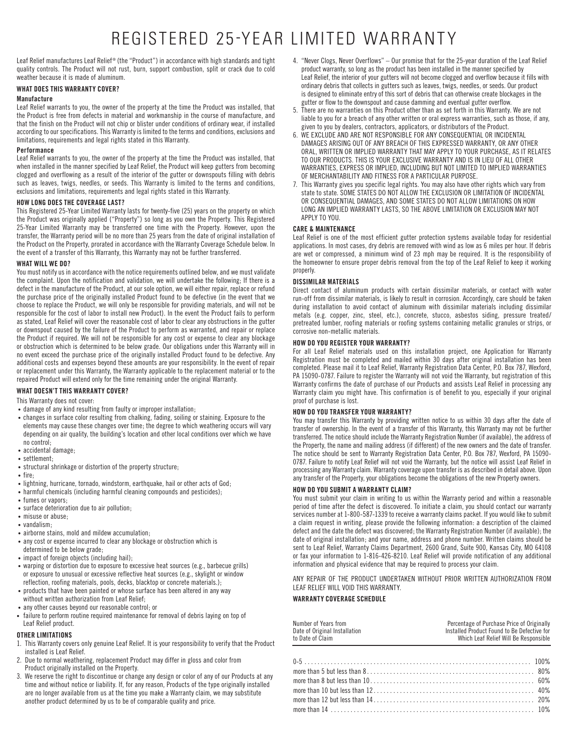# REGISTERED 25-YEAR LIMITED WARRANTY

Leaf Relief manufactures Leaf Relief® (the "Product") in accordance with high standards and tight quality controls. The Product will not rust, burn, support combustion, split or crack due to cold weather because it is made of aluminum.

### WHAT DOES THIS WARRANTY COVER?

**Manufacture**

Leaf Relief warrants to you, the owner of the property at the time the Product was installed, that the Product is free from defects in material and workmanship in the course of manufacture, and that the finish on the Product will not chip or blister under conditions of ordinary wear, if installed according to our specifications. This Warranty is limited to the terms and conditions, exclusions and limitations, requirements and legal rights stated in this Warranty.

**Performance**

Leaf Relief warrants to you, the owner of the property at the time the Product was installed, that when installed in the manner specified by Leaf Relief, the Product will keep gutters from becoming clogged and overflowing as a result of the interior of the gutter or downspouts filling with debris such as leaves, twigs, needles, or seeds. This Warranty is limited to the terms and conditions, exclusions and limitations, requirements and legal rights stated in this Warranty.

### HOW LONG DOES THE COVERAGE LAST?

This Registered 25-Year Limited Warranty lasts for twenty-five (25) years on the property on which the Product was originally applied ("Property") so long as you own the Property. This Registered 25-Year Limited Warranty may be transferred one time with the Property. However, upon the transfer, the Warranty period will be no more than 25 years from the date of original installation of the Product on the Property, prorated in accordance with the Warranty Coverage Schedule below. In the event of a transfer of this Warranty, this Warranty may not be further transferred.

### WHAT WILL WE DO?

You must notify us in accordance with the notice requirements outlined below, and we must validate the complaint. Upon the notification and validation, we will undertake the following; If there is a defect in the manufacture of the Product, at our sole option, we will either repair, replace or refund the purchase price of the originally installed Product found to be defective (in the event that we choose to replace the Product, we will only be responsible for providing materials, and will not be responsible for the cost of labor to install new Product). In the event the Product fails to perform as stated, Leaf Relief will cover the reasonable cost of labor to clear any obstructions in the gutter or downspout caused by the failure of the Product to perform as warranted, and repair or replace the Product if required. We will not be responsible for any cost or expense to clear any blockage or obstruction which is determined to be below grade. Our obligations under this Warranty will in no event exceed the purchase price of the originally installed Product found to be defective. Any additional costs and expenses beyond these amounts are your responsibility. In the event of repair or replacement under this Warranty, the Warranty applicable to the replacement material or to the repaired Product will extend only for the time remaining under the original Warranty.

### WHAT DOESN'T THIS WARRANTY COVER?

This Warranty does not cover:

- damage of any kind resulting from faulty or improper installation;
- changes in surface color resulting from chalking, fading, soiling or staining. Exposure to the elements may cause these changes over time; the degree to which weathering occurs will vary depending on air quality, the building's location and other local conditions over which we have no control;
- accidental damage;
- settlement;
- structural shrinkage or distortion of the property structure;
- fire;
- lightning, hurricane, tornado, windstorm, earthquake, hail or other acts of God;
- harmful chemicals (including harmful cleaning compounds and pesticides);
- fumes or vapors;
- surface deterioration due to air pollution;
- misuse or abuse;
- vandalism;
- airborne stains, mold and mildew accumulation;
- any cost or expense incurred to clear any blockage or obstruction which is determined to be below grade;
- impact of foreign objects (including hail);
- warping or distortion due to exposure to excessive heat sources (e.g., barbecue grills) or exposure to unusual or excessive reflective heat sources (e.g., skylight or window reflection, roofing materials, pools, decks, blacktop or concrete materials.);
- products that have been painted or whose surface has been altered in any way without written authorization from Leaf Relief;
- any other causes beyond our reasonable control; or
- failure to perform routine required maintenance for removal of debris laying on top of Leaf Relief product.

### OTHER LIMITATIONS

1. This Warranty covers only genuine Leaf Relief. It is your responsibility to verify that the Product installed is Leaf Relief.
2. Due to normal weathering, replacement Product may differ in gloss and color from Product originally installed on the Property.
3. We reserve the right to discontinue or change any design or color of any of our Products at any time and without notice or liability. If, for any reason, Products of the type originally installed are no longer available from us at the time you make a Warranty claim, we may substitute another product determined by us to be of comparable quality and price.
4. "Never Clogs, Never Overflows" – Our promise that for the 25-year duration of the Leaf Relief product warranty, so long as the product has been installed in the manner specified by Leaf Relief, the interior of your gutters will not become clogged and overflow because it fills with ordinary debris that collects in gutters such as leaves, twigs, needles, or seeds. Our product is designed to eliminate entry of this sort of debris that can otherwise create blockages in the gutter or flow to the downspout and cause damming and eventual gutter overflow.
5. There are no warranties on this Product other than as set forth in this Warranty. We are not liable to you for a breach of any other written or oral express warranties, such as those, if any, given to you by dealers, contractors, applicators, or distributors of the Product.
6. WE EXCLUDE AND ARE NOT RESPONSIBLE FOR ANY CONSEQUENTIAL OR INCIDENTAL DAMAGES ARISING OUT OF ANY BREACH OF THIS EXPRESSED WARRANTY, OR ANY OTHER ORAL, WRITTEN OR IMPLIED WARRANTY THAT MAY APPLY TO YOUR PURCHASE, AS IT RELATES TO OUR PRODUCTS. THIS IS YOUR EXCLUSIVE WARRANTY AND IS IN LIEU OF ALL OTHER WARRANTIES, EXPRESS OR IMPLIED, INCLUDING BUT NOT LIMITED TO IMPLIED WARRANTIES OF MERCHANTABILITY AND FITNESS FOR A PARTICULAR PURPOSE.
7. This Warranty gives you specific legal rights. You may also have other rights which vary from state to state. SOME STATES DO NOT ALLOW THE EXCLUSION OR LIMITATION OF INCIDENTAL OR CONSEQUENTIAL DAMAGES, AND SOME STATES DO NOT ALLOW LIMITATIONS ON HOW LONG AN IMPLIED WARRANTY LASTS, SO THE ABOVE LIMITATION OR EXCLUSION MAY NOT APPLY TO YOU.

### CARE & MAINTENANCE

Leaf Relief is one of the most efficient gutter protection systems available today for residential applications. In most cases, dry debris are removed with wind as low as 6 miles per hour. If debris are wet or compressed, a minimum wind of 23 mph may be required. It is the responsibility of the homeowner to ensure proper debris removal from the top of the Leaf Relief to keep it working properly.

### DISSIMILAR MATERIALS

Direct contact of aluminum products with certain dissimilar materials, or contact with water run-off from dissimilar materials, is likely to result in corrosion. Accordingly, care should be taken during installation to avoid contact of aluminum with dissimilar materials including dissimilar metals (e.g. copper, zinc, steel, etc.), concrete, stucco, asbestos siding, pressure treated/ pretreated lumber, roofing materials or roofing systems containing metallic granules or strips, or corrosive non-metallic materials.

### HOW DO YOU REGISTER YOUR WARRANTY?

For all Leaf Relief materials used on this installation project, one Application for Warranty Registration must be completed and mailed within 30 days after original installation has been completed. Please mail it to Leaf Relief, Warranty Registration Data Center, P.O. Box 787, Wexford, PA 15090-0787. Failure to register the Warranty will not void the Warranty, but registration of this Warranty confirms the date of purchase of our Products and assists Leaf Relief in processing any Warranty claim you might have. This confirmation is of benefit to you, especially if your original proof of purchase is lost.

### HOW DO YOU TRANSFER YOUR WARRANTY?

You may transfer this Warranty by providing written notice to us within 30 days after the date of transfer of ownership. In the event of a transfer of this Warranty, this Warranty may not be further transferred. The notice should include the Warranty Registration Number (if available), the address of the Property, the name and mailing address (if different) of the new owners and the date of transfer. The notice should be sent to Warranty Registration Data Center, P.O. Box 787, Wexford, PA 15090-0787. Failure to notify Leaf Relief will not void the Warranty, but the notice will assist Leaf Relief in processing any Warranty claim. Warranty coverage upon transfer is as described in detail above. Upon any transfer of the Property, your obligations become the obligations of the new Property owners.

### HOW DO YOU SUBMIT A WARRANTY CLAIM?

You must submit your claim in writing to us within the Warranty period and within a reasonable period of time after the defect is discovered. To initiate a claim, you should contact our warranty services number at 1-800-587-1339 to receive a warranty claims packet. If you would like to submit a claim request in writing, please provide the following information: a description of the claimed defect and the date the defect was discovered; the Warranty Registration Number (if available); the date of original installation; and your name, address and phone number. Written claims should be sent to Leaf Relief, Warranty Claims Department, 2600 Grand, Suite 900, Kansas City, MO 64108 or fax your information to 1-816-426-8210. Leaf Relief will provide notification of any additional information and physical evidence that may be required to process your claim.

ANY REPAIR OF THE PRODUCT UNDERTAKEN WITHOUT PRIOR WRITTEN AUTHORIZATION FROM LEAF RELIEF WILL VOID THIS WARRANTY.

### WARRANTY COVERAGE SCHEDULE

| Number of Years from Date of Original Installation to Date of Claim | Percentage of Purchase Price of Originally Installed Product Found to Be Defective for Which Leaf Relief Will Be Responsible |
|---|---|
| 0-5 | 100% |
| more than 5 but less than 8 | 80% |
| more than 8 but less than 10 | 60% |
| more than 10 but less than 12 | 40% |
| more than 12 but less than 14 | 20% |
| more than 14 | 10% |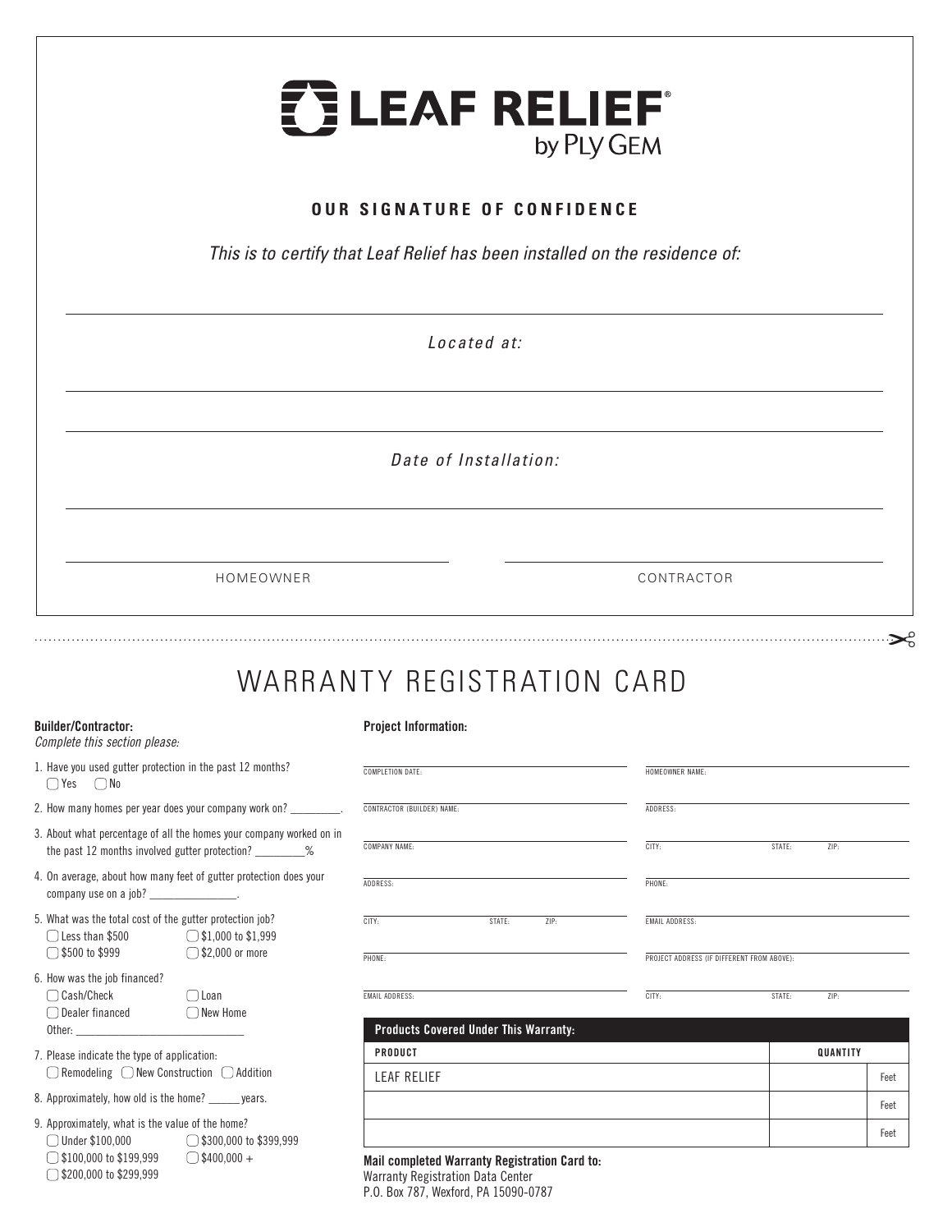# LEAF RELIEF®

by PLY GEM

**OUR SIGNATURE OF CONFIDENCE**

*This is to certify that Leaf Relief has been installed on the residence of:*

_______________________________________________

*Located at:*

_______________________________________________

_______________________________________________

*Date of Installation:*

_______________________________________________

_______________________ HOMEOWNER

_______________________ CONTRACTOR

---

# WARRANTY REGISTRATION CARD

**Builder/Contractor:**
*Complete this section please:*

1. Have you used gutter protection in the past 12 months?
   - ◯ Yes
   - ◯ No
2. How many homes per year does your company work on? _________.
3. About what percentage of all the homes your company worked on in the past 12 months involved gutter protection? _________%
4. On average, about how many feet of gutter protection does your company use on a job? ________________.
5. What was the total cost of the gutter protection job?
   - ◯ Less than $500
   - ◯ $500 to $999
   - ◯ $1,000 to $1,999
   - ◯ $2,000 or more
6. How was the job financed?
   - ◯ Cash/Check
   - ◯ Dealer financed
   - ◯ Loan
   - ◯ New Home
   - Other: ______________________________
7. Please indicate the type of application:
   - ◯ Remodeling
   - ◯ New Construction
   - ◯ Addition
8. Approximately, how old is the home? ______ years.
9. Approximately, what is the value of the home?
   - ◯ Under $100,000
   - ◯ $100,000 to $199,999
   - ◯ $200,000 to $299,999
   - ◯ $300,000 to $399,999
   - ◯ $400,000 +

**Project Information:**

COMPLETION DATE: ______________________

CONTRACTOR (BUILDER) NAME: ______________________

COMPANY NAME: ______________________

ADDRESS: ______________________

CITY: __________ STATE: ______ ZIP: ______

PHONE: ______________________

EMAIL ADDRESS: ______________________

HOMEOWNER NAME: ______________________

ADDRESS: ______________________

CITY: __________ STATE: ______ ZIP: ______

PHONE: ______________________

EMAIL ADDRESS: ______________________

PROJECT ADDRESS (IF DIFFERENT FROM ABOVE): ______________________

CITY: __________ STATE: ______ ZIP: ______

**Products Covered Under This Warranty:**

| PRODUCT | QUANTITY | |
|---|---|---|
| LEAF RELIEF | | Feet |
| | | Feet |
| | | Feet |

**Mail completed Warranty Registration Card to:**
Warranty Registration Data Center
P.O. Box 787, Wexford, PA 15090-0787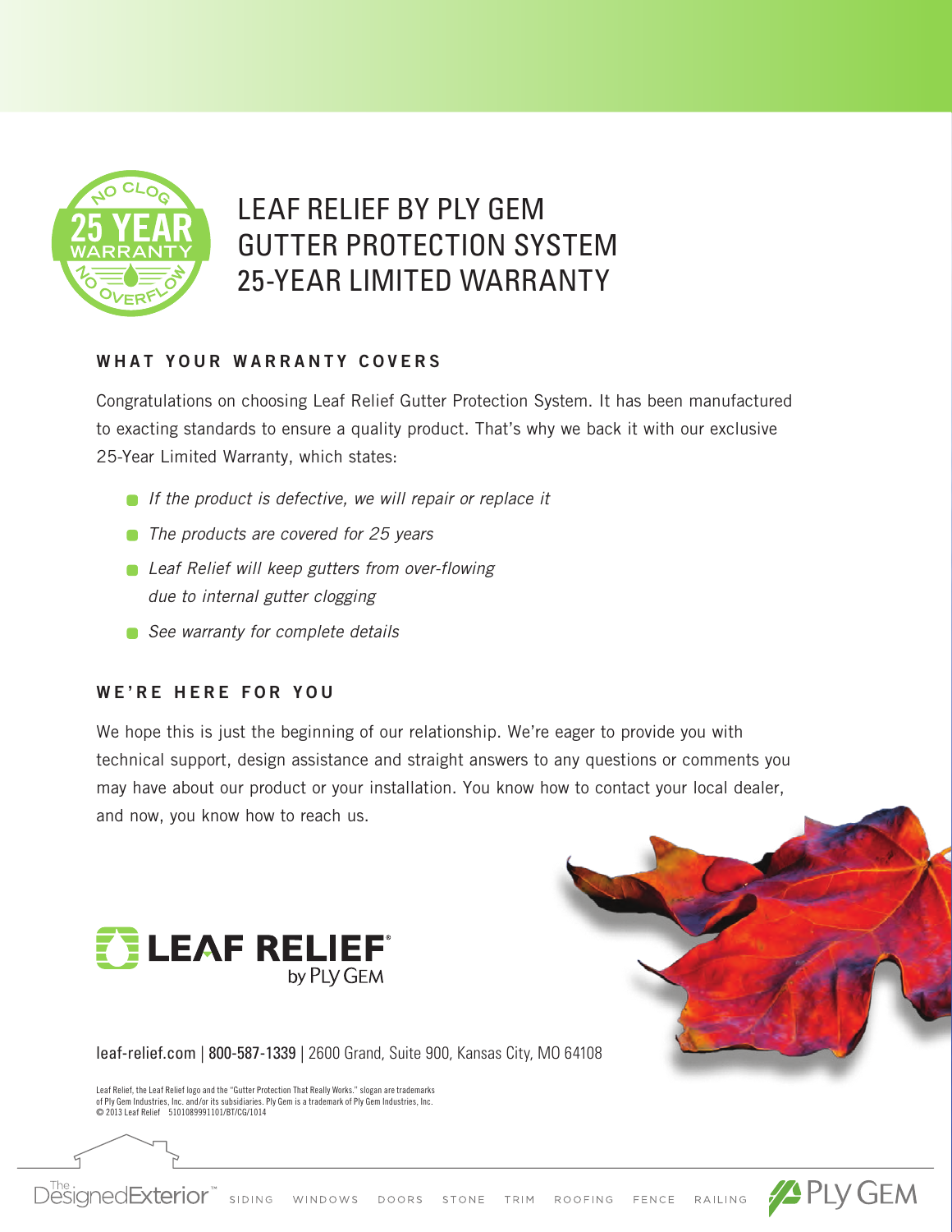# LEAF RELIEF BY PLY GEM GUTTER PROTECTION SYSTEM 25-YEAR LIMITED WARRANTY

## WHAT YOUR WARRANTY COVERS

Congratulations on choosing Leaf Relief Gutter Protection System. It has been manufactured to exacting standards to ensure a quality product. That's why we back it with our exclusive 25-Year Limited Warranty, which states:

- *If the product is defective, we will repair or replace it*
- *The products are covered for 25 years*
- *Leaf Relief will keep gutters from over-flowing due to internal gutter clogging*
- *See warranty for complete details*

## WE'RE HERE FOR YOU

We hope this is just the beginning of our relationship. We're eager to provide you with technical support, design assistance and straight answers to any questions or comments you may have about our product or your installation. You know how to contact your local dealer, and now, you know how to reach us.

LEAF RELIEF® by PLY GEM

leaf-relief.com | **800-587-1339** | 2600 Grand, Suite 900, Kansas City, MO 64108

Leaf Relief, the Leaf Relief logo and the "Gutter Protection That Really Works." slogan are trademarks of Ply Gem Industries, Inc. and/or its subsidiaries. Ply Gem is a trademark of Ply Gem Industries, Inc.
© 2013 Leaf Relief 5101089991101/BT/CG/1014

The DesignedExterior™ SIDING WINDOWS DOORS STONE TRIM ROOFING FENCE RAILING PLY GEM